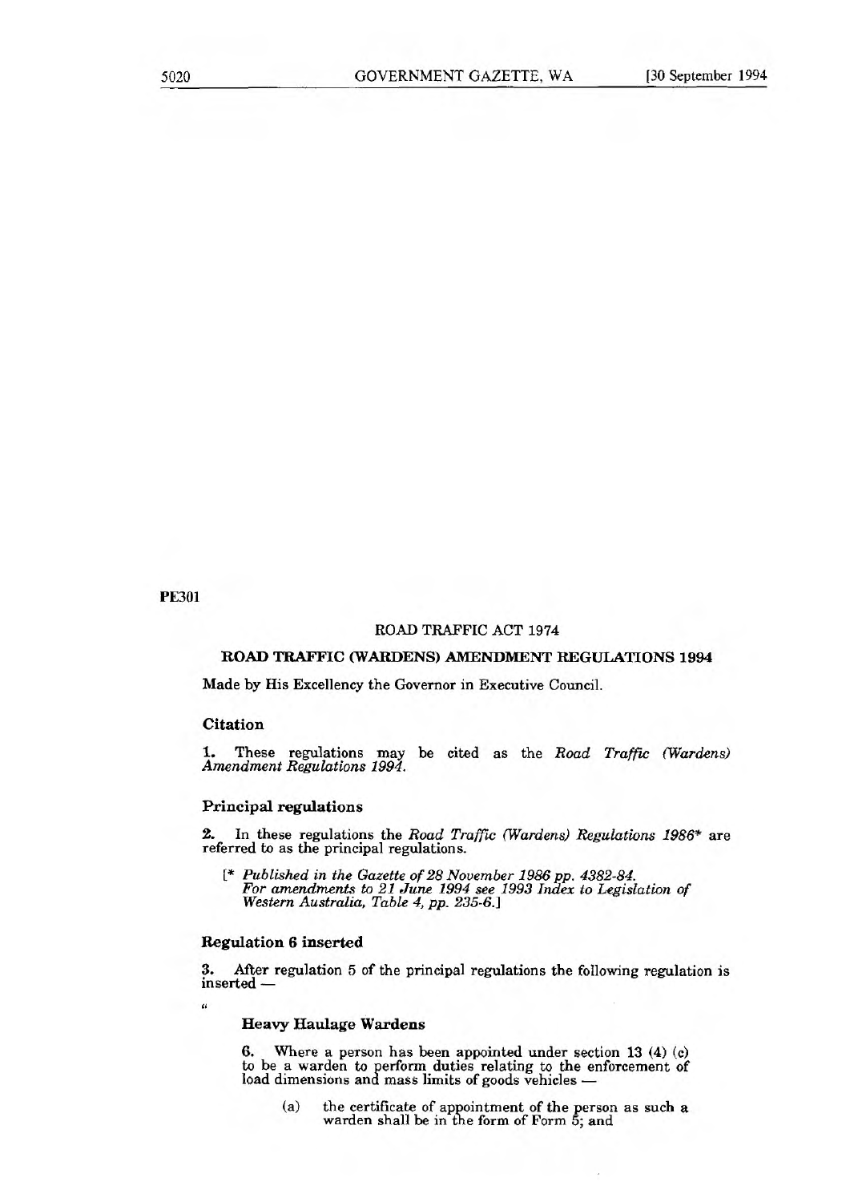PE301

ROAD TRAFFIC ACT 1974

## ROAD TRAFFIC (WARDENS) AMENDMENT REGULATIONS 1994

Made by His Excellency the Governor in Executive Council.

### Citation

**1.** These regulations may be cited as the *Road Traffic (Wardens) Amendment Regulations 1994*.

### Principal regulations

**2.** In these regulations the *Road Traffic (Wardens) Regulations 1986** are referred to as the principal regulations.

[* *Published in the Gazette of 28 November 1986 pp. 4382-84. For amendments to 21 June 1994 see 1993 Index to Legislation of Western Australia, Table 4, pp. 235-6.*]

### Regulation 6 inserted

**3.** After regulation 5 of the principal regulations the following regulation is inserted —

"

**Heavy Haulage Wardens**

**6.** Where a person has been appointed under section 13 (4) (c) to be a warden to perform duties relating to the enforcement of load dimensions and mass limits of goods vehicles —

(a) the certificate of appointment of the person as such a warden shall be in the form of Form 5; and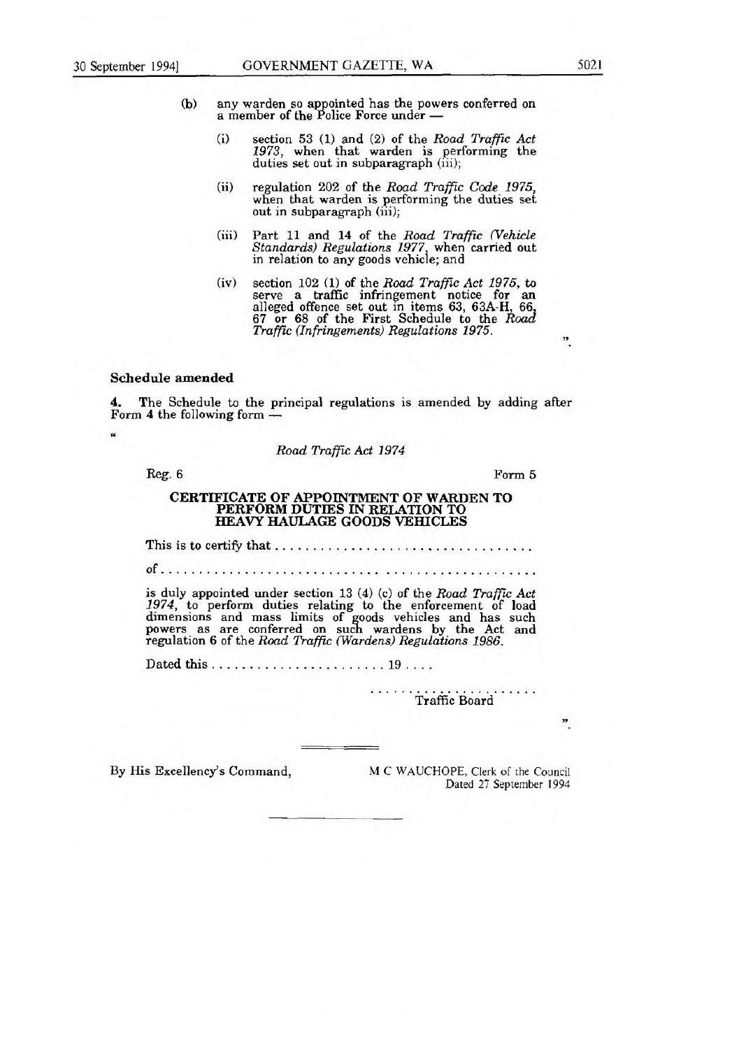(b) any warden so appointed has the powers conferred on a member of the Police Force under —

  (i) section 53 (1) and (2) of the *Road Traffic Act 1973*, when that warden is performing the duties set out in subparagraph (iii);

  (ii) regulation 202 of the *Road Traffic Code 1975*, when that warden is performing the duties set out in subparagraph (iii);

  (iii) Part 11 and 14 of the *Road Traffic (Vehicle Standards) Regulations 1977*, when carried out in relation to any goods vehicle; and

  (iv) section 102 (1) of the *Road Traffic Act 1975*, to serve a traffic infringement notice for an alleged offence set out in items 63, 63A-H, 66, 67 or 68 of the First Schedule to the *Road Traffic (Infringements) Regulations 1975*.

".

**Schedule amended**

**4.** The Schedule to the principal regulations is amended by adding after Form 4 the following form —

"

*Road Traffic Act 1974*

Reg. 6 Form 5

**CERTIFICATE OF APPOINTMENT OF WARDEN TO PERFORM DUTIES IN RELATION TO HEAVY HAULAGE GOODS VEHICLES**

This is to certify that ..................................

of .................................................

is duly appointed under section 13 (4) (c) of the *Road Traffic Act 1974*, to perform duties relating to the enforcement of load dimensions and mass limits of goods vehicles and has such powers as are conferred on such wardens by the Act and regulation 6 of the *Road Traffic (Wardens) Regulations 1986*.

Dated this ........................ 19 ....

.......................
Traffic Board

".

By His Excellency's Command, M C WAUCHOPE, Clerk of the Council
Dated 27 September 1994